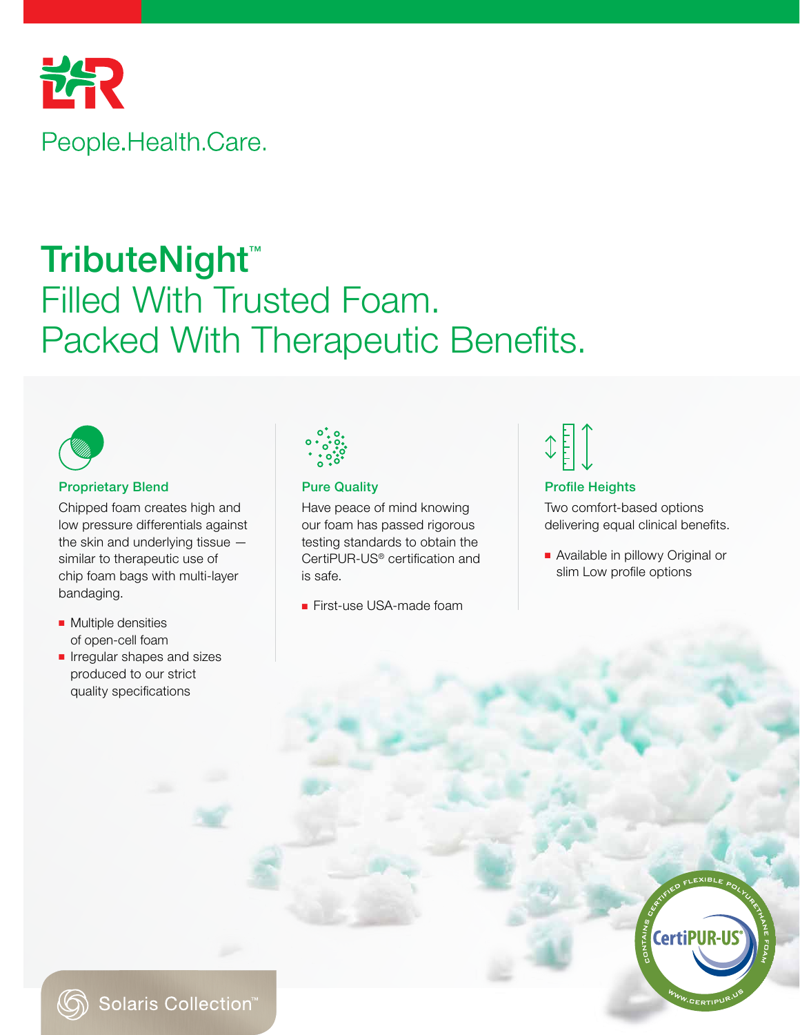People.Health.Care.

# TributeNight™
## Filled With Trusted Foam. Packed With Therapeutic Benefits.

### Proprietary Blend

Chipped foam creates high and low pressure differentials against the skin and underlying tissue — similar to therapeutic use of chip foam bags with multi-layer bandaging.

- Multiple densities of open-cell foam
- Irregular shapes and sizes produced to our strict quality specifications

### Pure Quality

Have peace of mind knowing our foam has passed rigorous testing standards to obtain the CertiPUR-US® certification and is safe.

- First-use USA-made foam

### Profile Heights

Two comfort-based options delivering equal clinical benefits.

- Available in pillowy Original or slim Low profile options

Contains Certified Flexible Polyurethane Foam — CertiPUR-US® — www.certipur.us

Solaris Collection™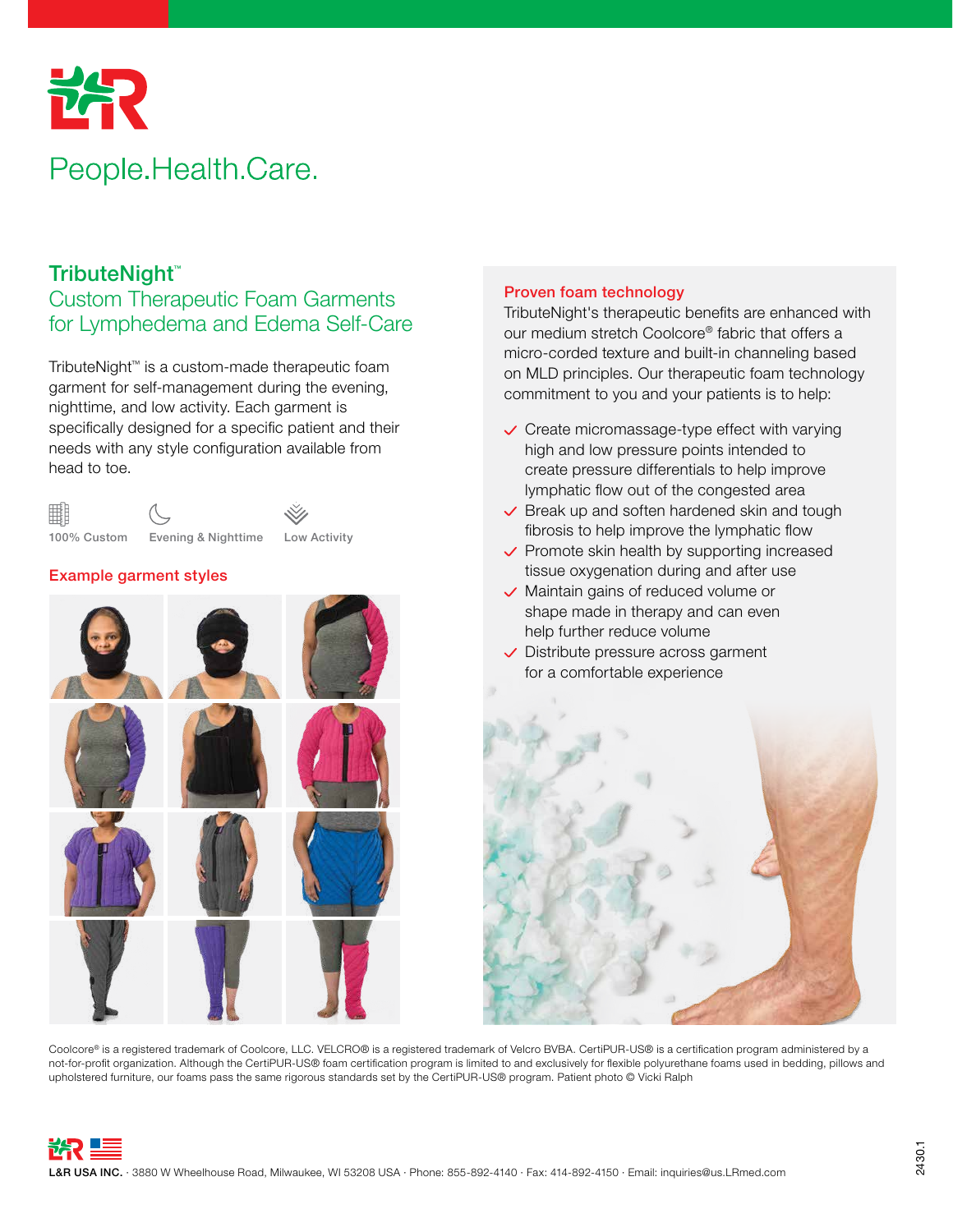People.Health.Care.

## TributeNight™

### Custom Therapeutic Foam Garments for Lymphedema and Edema Self-Care

TributeNight™ is a custom-made therapeutic foam garment for self-management during the evening, nighttime, and low activity. Each garment is specifically designed for a specific patient and their needs with any style configuration available from head to toe.

100% Custom · Evening & Nighttime · Low Activity

### Example garment styles

### Proven foam technology

TributeNight's therapeutic benefits are enhanced with our medium stretch Coolcore® fabric that offers a micro-corded texture and built-in channeling based on MLD principles. Our therapeutic foam technology commitment to you and your patients is to help:

- Create micromassage-type effect with varying high and low pressure points intended to create pressure differentials to help improve lymphatic flow out of the congested area
- Break up and soften hardened skin and tough fibrosis to help improve the lymphatic flow
- Promote skin health by supporting increased tissue oxygenation during and after use
- Maintain gains of reduced volume or shape made in therapy and can even help further reduce volume
- Distribute pressure across garment for a comfortable experience

Coolcore® is a registered trademark of Coolcore, LLC. VELCRO® is a registered trademark of Velcro BVBA. CertiPUR-US® is a certification program administered by a not-for-profit organization. Although the CertiPUR-US® foam certification program is limited to and exclusively for flexible polyurethane foams used in bedding, pillows and upholstered furniture, our foams pass the same rigorous standards set by the CertiPUR-US® program. Patient photo © Vicki Ralph

**L&R USA INC.** · 3880 W Wheelhouse Road, Milwaukee, WI 53208 USA · Phone: 855-892-4140 · Fax: 414-892-4150 · Email: inquiries@us.LRmed.com

2430.1